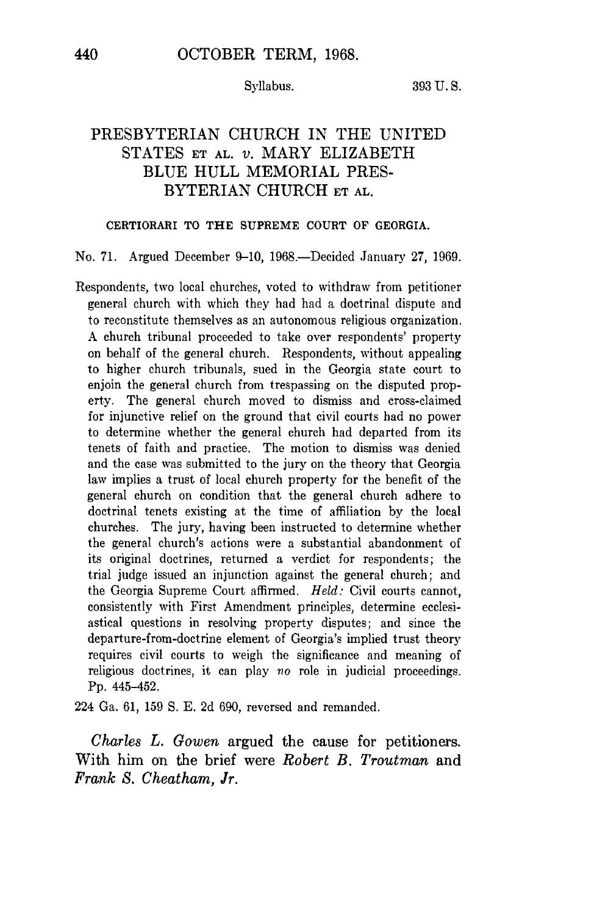# PRESBYTERIAN CHURCH IN THE UNITED STATES ET AL. v. MARY ELIZABETH BLUE HULL MEMORIAL PRESBYTERIAN CHURCH ET AL.

CERTIORARI TO THE SUPREME COURT OF GEORGIA.

No. 71. Argued December 9–10, 1968.—Decided January 27, 1969.

Respondents, two local churches, voted to withdraw from petitioner general church with which they had had a doctrinal dispute and to reconstitute themselves as an autonomous religious organization. A church tribunal proceeded to take over respondents' property on behalf of the general church. Respondents, without appealing to higher church tribunals, sued in the Georgia state court to enjoin the general church from trespassing on the disputed property. The general church moved to dismiss and cross-claimed for injunctive relief on the ground that civil courts had no power to determine whether the general church had departed from its tenets of faith and practice. The motion to dismiss was denied and the case was submitted to the jury on the theory that Georgia law implies a trust of local church property for the benefit of the general church on condition that the general church adhere to doctrinal tenets existing at the time of affiliation by the local churches. The jury, having been instructed to determine whether the general church's actions were a substantial abandonment of its original doctrines, returned a verdict for respondents; the trial judge issued an injunction against the general church; and the Georgia Supreme Court affirmed. *Held:* Civil courts cannot, consistently with First Amendment principles, determine ecclesiastical questions in resolving property disputes; and since the departure-from-doctrine element of Georgia's implied trust theory requires civil courts to weigh the significance and meaning of religious doctrines, it can play *no* role in judicial proceedings. Pp. 445–452.

224 Ga. 61, 159 S. E. 2d 690, reversed and remanded.

*Charles L. Gowen* argued the cause for petitioners. With him on the brief were *Robert B. Troutman* and *Frank S. Cheatham, Jr.*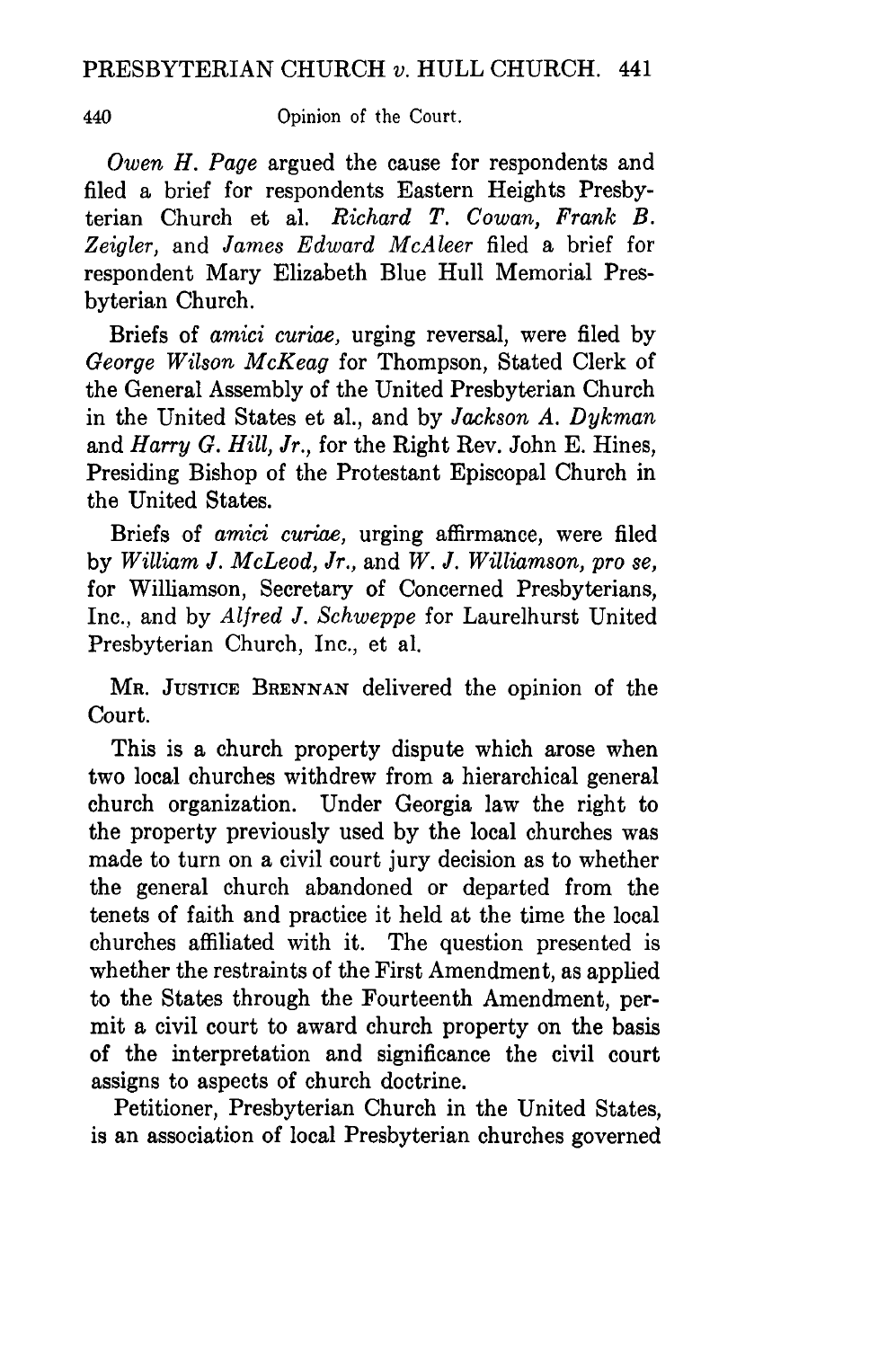*Owen H. Page* argued the cause for respondents and filed a brief for respondents Eastern Heights Presbyterian Church et al. *Richard T. Cowan, Frank B. Zeigler,* and *James Edward McAleer* filed a brief for respondent Mary Elizabeth Blue Hull Memorial Presbyterian Church.

Briefs of *amici curiae,* urging reversal, were filed by *George Wilson McKeag* for Thompson, Stated Clerk of the General Assembly of the United Presbyterian Church in the United States et al., and by *Jackson A. Dykman* and *Harry G. Hill, Jr.,* for the Right Rev. John E. Hines, Presiding Bishop of the Protestant Episcopal Church in the United States.

Briefs of *amici curiae,* urging affirmance, were filed by *William J. McLeod, Jr.,* and *W. J. Williamson, pro se,* for Williamson, Secretary of Concerned Presbyterians, Inc., and by *Alfred J. Schweppe* for Laurelhurst United Presbyterian Church, Inc., et al.

MR. JUSTICE BRENNAN delivered the opinion of the Court.

This is a church property dispute which arose when two local churches withdrew from a hierarchical general church organization. Under Georgia law the right to the property previously used by the local churches was made to turn on a civil court jury decision as to whether the general church abandoned or departed from the tenets of faith and practice it held at the time the local churches affiliated with it. The question presented is whether the restraints of the First Amendment, as applied to the States through the Fourteenth Amendment, permit a civil court to award church property on the basis of the interpretation and significance the civil court assigns to aspects of church doctrine.

Petitioner, Presbyterian Church in the United States, is an association of local Presbyterian churches governed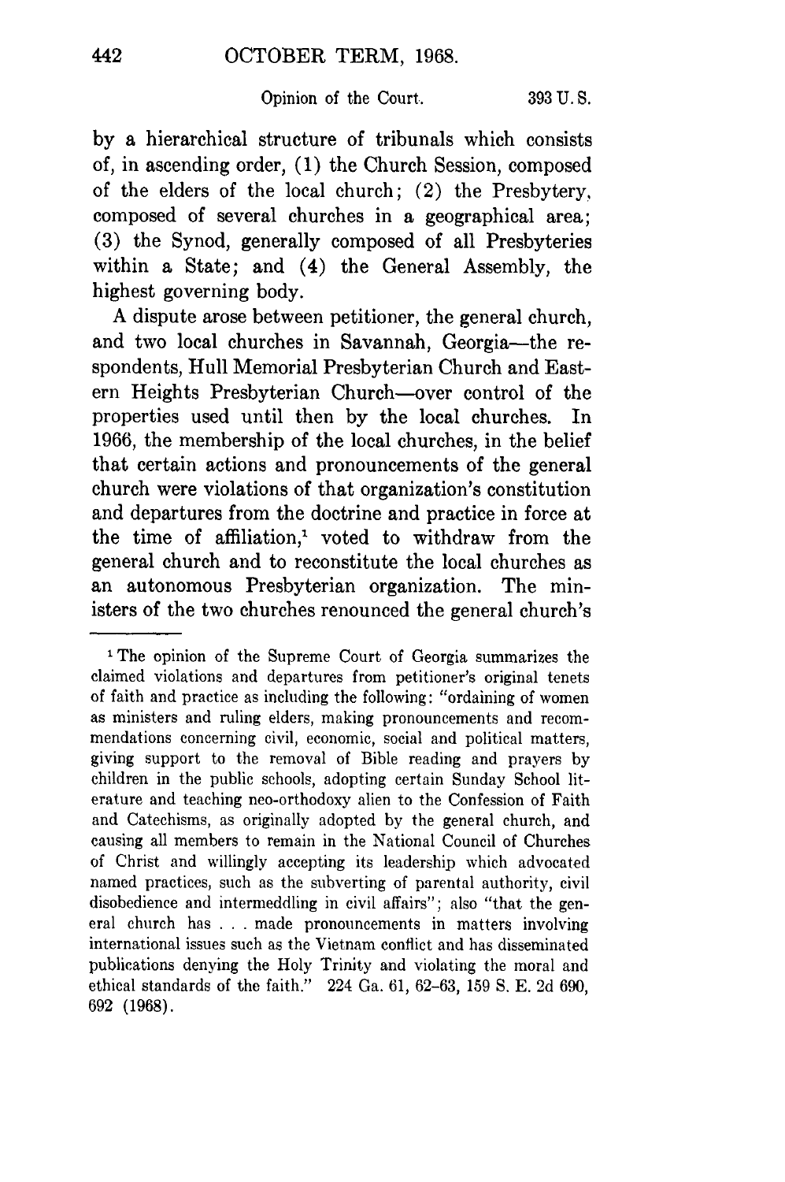by a hierarchical structure of tribunals which consists of, in ascending order, (1) the Church Session, composed of the elders of the local church; (2) the Presbytery, composed of several churches in a geographical area; (3) the Synod, generally composed of all Presbyteries within a State; and (4) the General Assembly, the highest governing body.

A dispute arose between petitioner, the general church, and two local churches in Savannah, Georgia—the respondents, Hull Memorial Presbyterian Church and Eastern Heights Presbyterian Church—over control of the properties used until then by the local churches. In 1966, the membership of the local churches, in the belief that certain actions and pronouncements of the general church were violations of that organization's constitution and departures from the doctrine and practice in force at the time of affiliation,[1] voted to withdraw from the general church and to reconstitute the local churches as an autonomous Presbyterian organization. The ministers of the two churches renounced the general church's

---

[1] The opinion of the Supreme Court of Georgia summarizes the claimed violations and departures from petitioner's original tenets of faith and practice as including the following: "ordaining of women as ministers and ruling elders, making pronouncements and recommendations concerning civil, economic, social and political matters, giving support to the removal of Bible reading and prayers by children in the public schools, adopting certain Sunday School literature and teaching neo-orthodoxy alien to the Confession of Faith and Catechisms, as originally adopted by the general church, and causing all members to remain in the National Council of Churches of Christ and willingly accepting its leadership which advocated named practices, such as the subverting of parental authority, civil disobedience and intermeddling in civil affairs"; also "that the general church has . . . made pronouncements in matters involving international issues such as the Vietnam conflict and has disseminated publications denying the Holy Trinity and violating the moral and ethical standards of the faith." 224 Ga. 61, 62–63, 159 S. E. 2d 690, 692 (1968).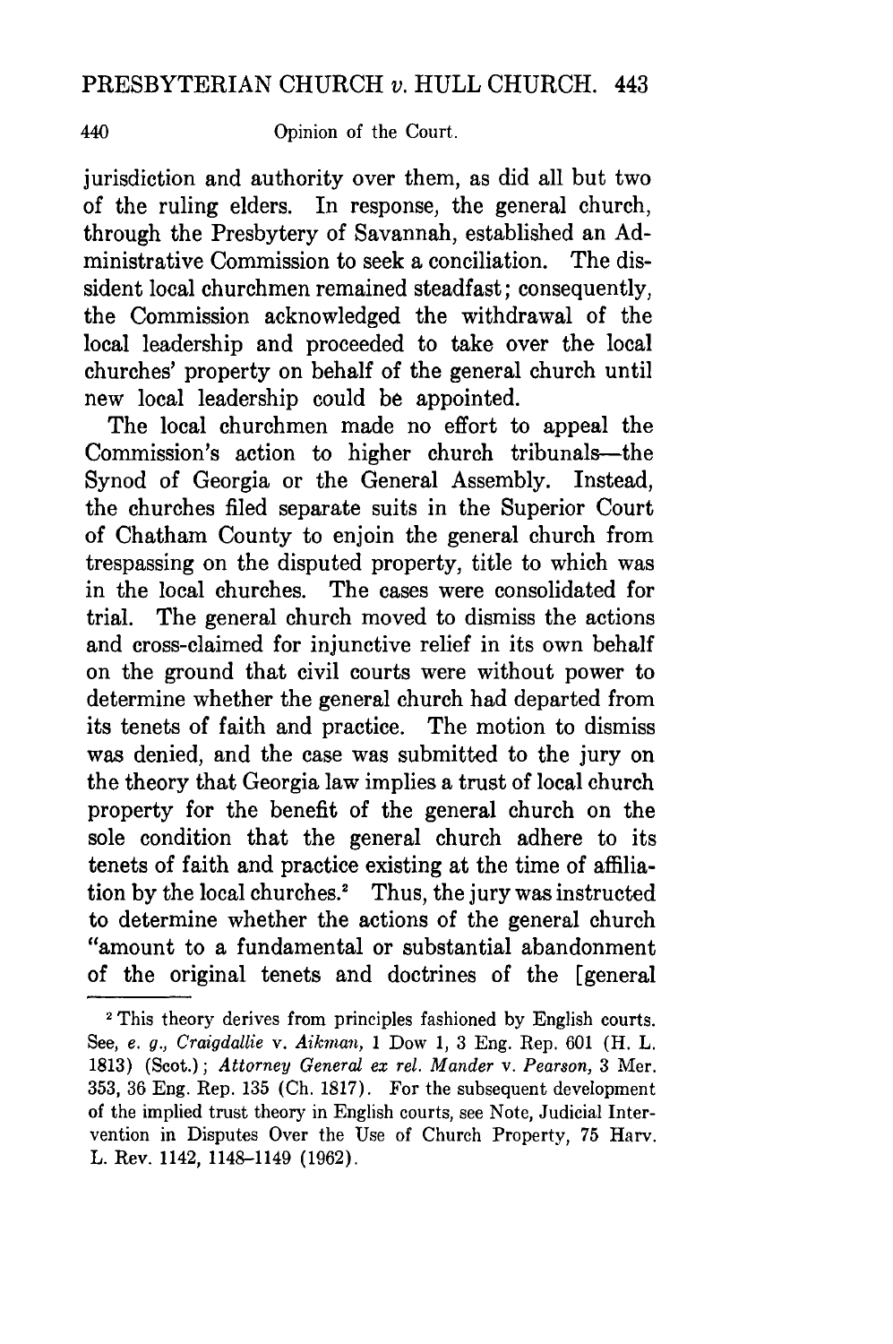jurisdiction and authority over them, as did all but two of the ruling elders. In response, the general church, through the Presbytery of Savannah, established an Administrative Commission to seek a conciliation. The dissident local churchmen remained steadfast; consequently, the Commission acknowledged the withdrawal of the local leadership and proceeded to take over the local churches' property on behalf of the general church until new local leadership could be appointed.

The local churchmen made no effort to appeal the Commission's action to higher church tribunals—the Synod of Georgia or the General Assembly. Instead, the churches filed separate suits in the Superior Court of Chatham County to enjoin the general church from trespassing on the disputed property, title to which was in the local churches. The cases were consolidated for trial. The general church moved to dismiss the actions and cross-claimed for injunctive relief in its own behalf on the ground that civil courts were without power to determine whether the general church had departed from its tenets of faith and practice. The motion to dismiss was denied, and the case was submitted to the jury on the theory that Georgia law implies a trust of local church property for the benefit of the general church on the sole condition that the general church adhere to its tenets of faith and practice existing at the time of affiliation by the local churches.[2] Thus, the jury was instructed to determine whether the actions of the general church "amount to a fundamental or substantial abandonment of the original tenets and doctrines of the [general

---

[2] This theory derives from principles fashioned by English courts. See, *e. g., Craigdallie* v. *Aikman*, 1 Dow 1, 3 Eng. Rep. 601 (H. L. 1813) (Scot.); *Attorney General ex rel. Mander* v. *Pearson*, 3 Mer. 353, 36 Eng. Rep. 135 (Ch. 1817). For the subsequent development of the implied trust theory in English courts, see Note, Judicial Intervention in Disputes Over the Use of Church Property, 75 Harv. L. Rev. 1142, 1148–1149 (1962).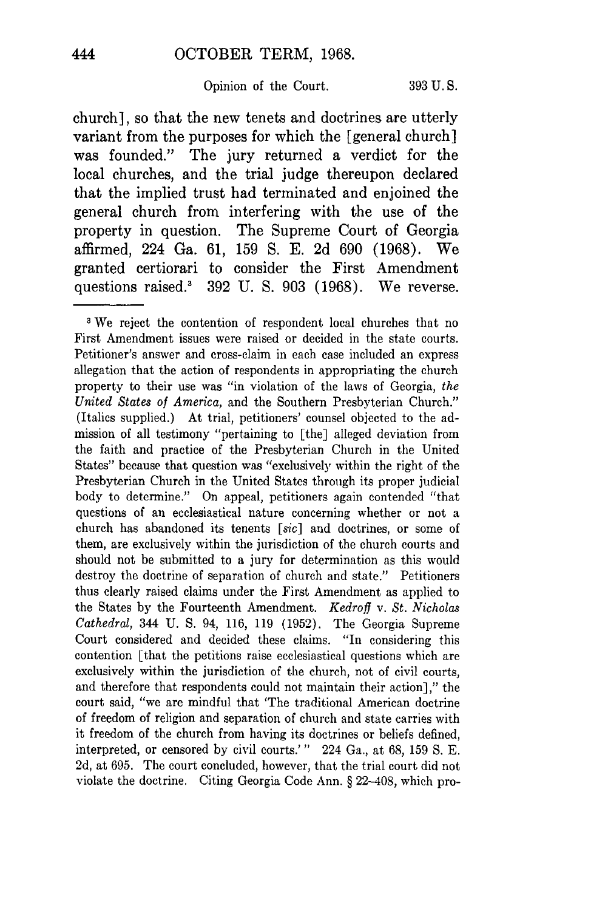church], so that the new tenets and doctrines are utterly variant from the purposes for which the [general church] was founded." The jury returned a verdict for the local churches, and the trial judge thereupon declared that the implied trust had terminated and enjoined the general church from interfering with the use of the property in question. The Supreme Court of Georgia affirmed, 224 Ga. 61, 159 S. E. 2d 690 (1968). We granted certiorari to consider the First Amendment questions raised.[3] 392 U. S. 903 (1968). We reverse.

---

[3] We reject the contention of respondent local churches that no First Amendment issues were raised or decided in the state courts. Petitioner's answer and cross-claim in each case included an express allegation that the action of respondents in appropriating the church property to their use was "in violation of the laws of Georgia, *the United States of America*, and the Southern Presbyterian Church." (Italics supplied.) At trial, petitioners' counsel objected to the admission of all testimony "pertaining to [the] alleged deviation from the faith and practice of the Presbyterian Church in the United States" because that question was "exclusively within the right of the Presbyterian Church in the United States through its proper judicial body to determine." On appeal, petitioners again contended "that questions of an ecclesiastical nature concerning whether or not a church has abandoned its tenents [*sic*] and doctrines, or some of them, are exclusively within the jurisdiction of the church courts and should not be submitted to a jury for determination as this would destroy the doctrine of separation of church and state." Petitioners thus clearly raised claims under the First Amendment as applied to the States by the Fourteenth Amendment. *Kedroff* v. *St. Nicholas Cathedral*, 344 U. S. 94, 116, 119 (1952). The Georgia Supreme Court considered and decided these claims. "In considering this contention [that the petitions raise ecclesiastical questions which are exclusively within the jurisdiction of the church, not of civil courts, and therefore that respondents could not maintain their action]," the court said, "we are mindful that 'The traditional American doctrine of freedom of religion and separation of church and state carries with it freedom of the church from having its doctrines or beliefs defined, interpreted, or censored by civil courts.'" 224 Ga., at 68, 159 S. E. 2d, at 695. The court concluded, however, that the trial court did not violate the doctrine. Citing Georgia Code Ann. § 22-408, which pro-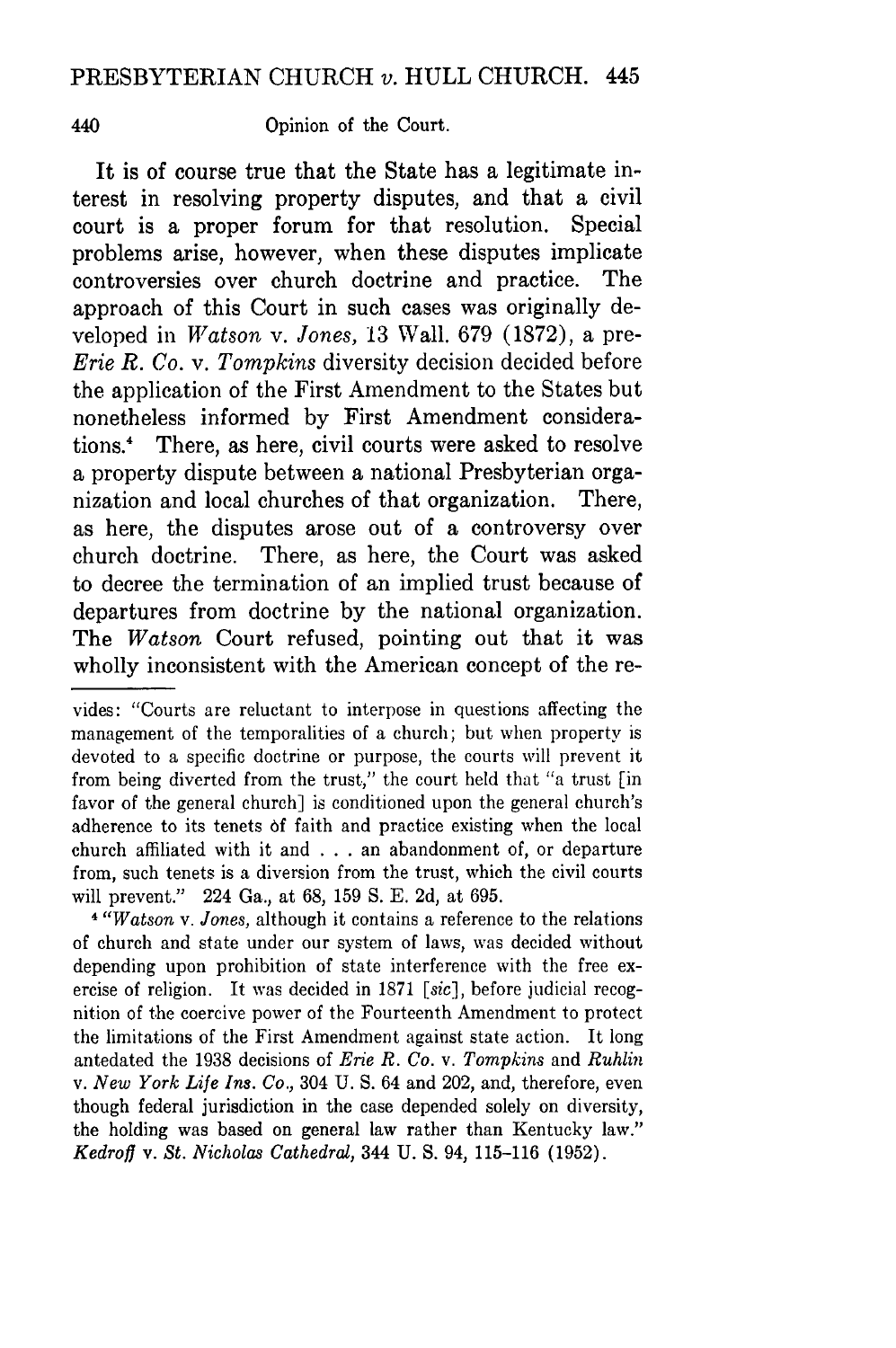It is of course true that the State has a legitimate interest in resolving property disputes, and that a civil court is a proper forum for that resolution. Special problems arise, however, when these disputes implicate controversies over church doctrine and practice. The approach of this Court in such cases was originally developed in *Watson* v. *Jones*, 13 Wall. 679 (1872), a pre-*Erie R. Co.* v. *Tompkins* diversity decision decided before the application of the First Amendment to the States but nonetheless informed by First Amendment considerations.[4] There, as here, civil courts were asked to resolve a property dispute between a national Presbyterian organization and local churches of that organization. There, as here, the disputes arose out of a controversy over church doctrine. There, as here, the Court was asked to decree the termination of an implied trust because of departures from doctrine by the national organization. The *Watson* Court refused, pointing out that it was wholly inconsistent with the American concept of the re-

---

vides: "Courts are reluctant to interpose in questions affecting the management of the temporalities of a church; but when property is devoted to a specific doctrine or purpose, the courts will prevent it from being diverted from the trust," the court held that "a trust [in favor of the general church] is conditioned upon the general church's adherence to its tenets of faith and practice existing when the local church affiliated with it and . . . an abandonment of, or departure from, such tenets is a diversion from the trust, which the civil courts will prevent." 224 Ga., at 68, 159 S. E. 2d, at 695.

[4] "*Watson* v. *Jones*, although it contains a reference to the relations of church and state under our system of laws, was decided without depending upon prohibition of state interference with the free exercise of religion. It was decided in 1871 [*sic*], before judicial recognition of the coercive power of the Fourteenth Amendment to protect the limitations of the First Amendment against state action. It long antedated the 1938 decisions of *Erie R. Co.* v. *Tompkins* and *Ruhlin* v. *New York Life Ins. Co.*, 304 U. S. 64 and 202, and, therefore, even though federal jurisdiction in the case depended solely on diversity, the holding was based on general law rather than Kentucky law." *Kedroff* v. *St. Nicholas Cathedral*, 344 U. S. 94, 115–116 (1952).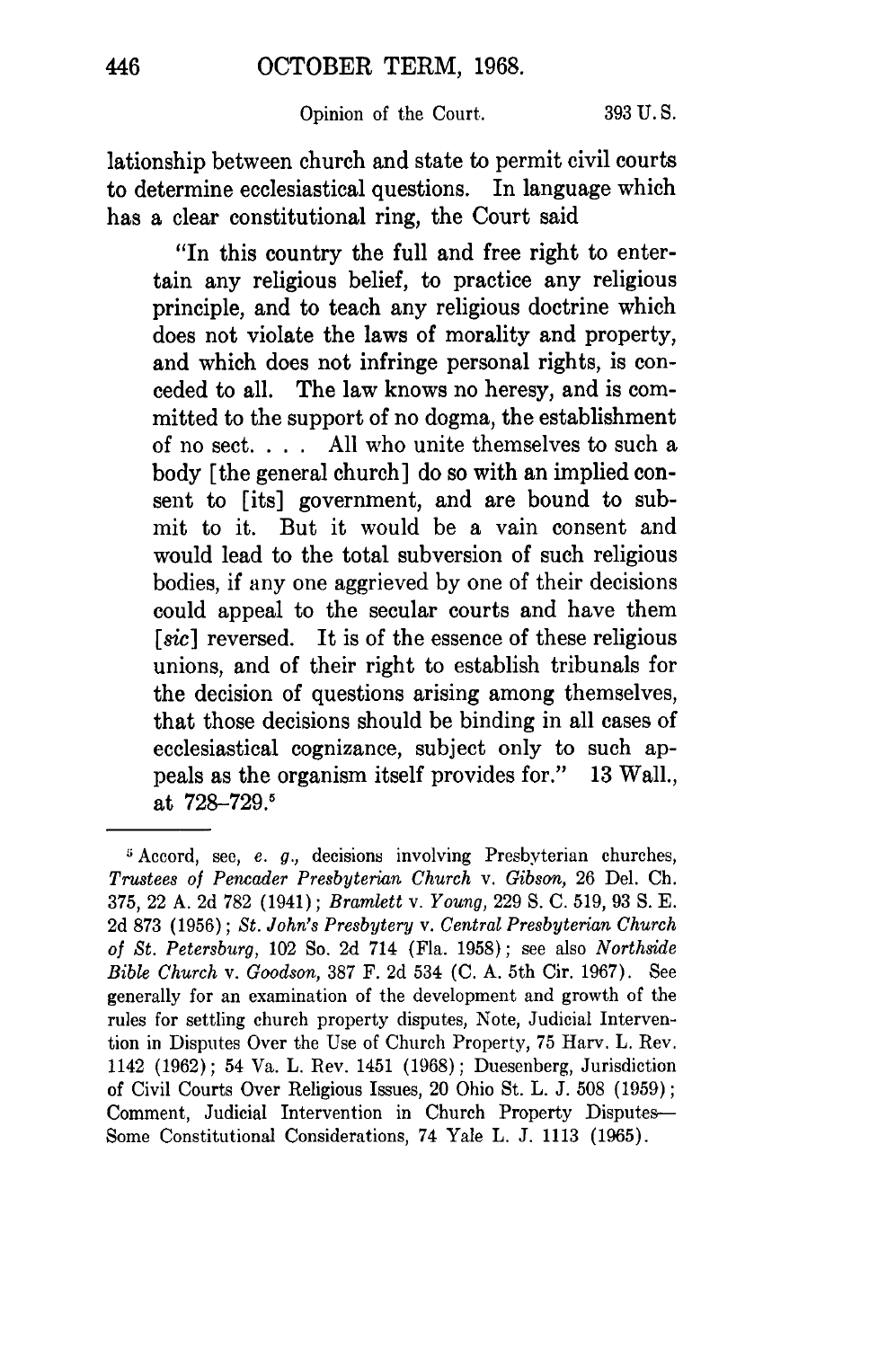lationship between church and state to permit civil courts to determine ecclesiastical questions. In language which has a clear constitutional ring, the Court said

> "In this country the full and free right to entertain any religious belief, to practice any religious principle, and to teach any religious doctrine which does not violate the laws of morality and property, and which does not infringe personal rights, is conceded to all. The law knows no heresy, and is committed to the support of no dogma, the establishment of no sect. . . . All who unite themselves to such a body [the general church] do so with an implied consent to [its] government, and are bound to submit to it. But it would be a vain consent and would lead to the total subversion of such religious bodies, if any one aggrieved by one of their decisions could appeal to the secular courts and have them [*sic*] reversed. It is of the essence of these religious unions, and of their right to establish tribunals for the decision of questions arising among themselves, that those decisions should be binding in all cases of ecclesiastical cognizance, subject only to such appeals as the organism itself provides for." 13 Wall., at 728–729.[5]

---

[5] Accord, see, *e. g.*, decisions involving Presbyterian churches, *Trustees of Pencader Presbyterian Church* v. *Gibson*, 26 Del. Ch. 375, 22 A. 2d 782 (1941); *Bramlett* v. *Young*, 229 S. C. 519, 93 S. E. 2d 873 (1956); *St. John's Presbytery* v. *Central Presbyterian Church of St. Petersburg*, 102 So. 2d 714 (Fla. 1958); see also *Northside Bible Church* v. *Goodson*, 387 F. 2d 534 (C. A. 5th Cir. 1967). See generally for an examination of the development and growth of the rules for settling church property disputes, Note, Judicial Intervention in Disputes Over the Use of Church Property, 75 Harv. L. Rev. 1142 (1962); 54 Va. L. Rev. 1451 (1968); Duesenberg, Jurisdiction of Civil Courts Over Religious Issues, 20 Ohio St. L. J. 508 (1959); Comment, Judicial Intervention in Church Property Disputes—Some Constitutional Considerations, 74 Yale L. J. 1113 (1965).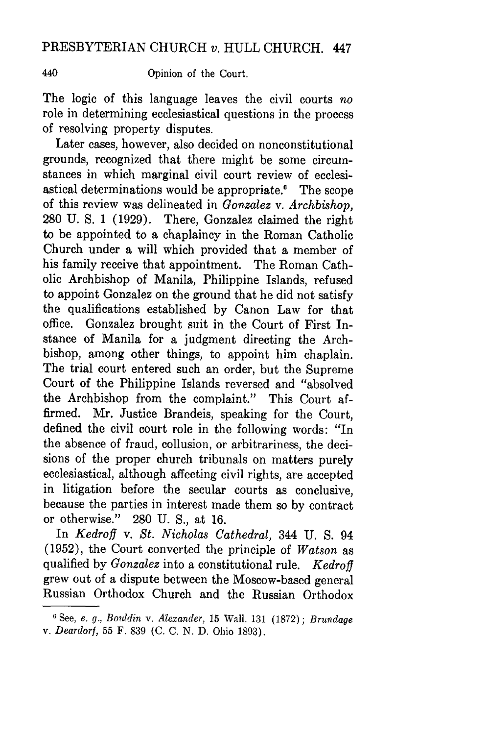The logic of this language leaves the civil courts *no* role in determining ecclesiastical questions in the process of resolving property disputes.

Later cases, however, also decided on nonconstitutional grounds, recognized that there might be some circumstances in which marginal civil court review of ecclesiastical determinations would be appropriate.[6] The scope of this review was delineated in *Gonzalez* v. *Archbishop*, 280 U. S. 1 (1929). There, Gonzalez claimed the right to be appointed to a chaplaincy in the Roman Catholic Church under a will which provided that a member of his family receive that appointment. The Roman Catholic Archbishop of Manila, Philippine Islands, refused to appoint Gonzalez on the ground that he did not satisfy the qualifications established by Canon Law for that office. Gonzalez brought suit in the Court of First Instance of Manila for a judgment directing the Archbishop, among other things, to appoint him chaplain. The trial court entered such an order, but the Supreme Court of the Philippine Islands reversed and "absolved the Archbishop from the complaint." This Court affirmed. Mr. Justice Brandeis, speaking for the Court, defined the civil court role in the following words: "In the absence of fraud, collusion, or arbitrariness, the decisions of the proper church tribunals on matters purely ecclesiastical, although affecting civil rights, are accepted in litigation before the secular courts as conclusive, because the parties in interest made them so by contract or otherwise." 280 U. S., at 16.

In *Kedroff* v. *St. Nicholas Cathedral*, 344 U. S. 94 (1952), the Court converted the principle of *Watson* as qualified by *Gonzalez* into a constitutional rule. *Kedroff* grew out of a dispute between the Moscow-based general Russian Orthodox Church and the Russian Orthodox

---

[6] See, *e. g., Bouldin* v. *Alexander*, 15 Wall. 131 (1872); *Brundage* v. *Deardorf*, 55 F. 839 (C. C. N. D. Ohio 1893).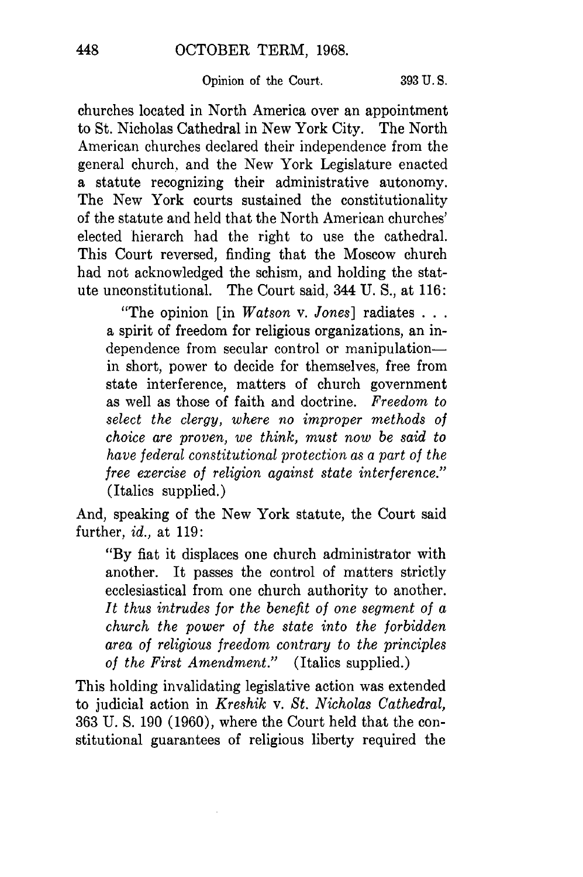churches located in North America over an appointment to St. Nicholas Cathedral in New York City. The North American churches declared their independence from the general church, and the New York Legislature enacted a statute recognizing their administrative autonomy. The New York courts sustained the constitutionality of the statute and held that the North American churches' elected hierarch had the right to use the cathedral. This Court reversed, finding that the Moscow church had not acknowledged the schism, and holding the statute unconstitutional. The Court said, 344 U. S., at 116:

> "The opinion [in *Watson* v. *Jones*] radiates . . . a spirit of freedom for religious organizations, an independence from secular control or manipulation—in short, power to decide for themselves, free from state interference, matters of church government as well as those of faith and doctrine. *Freedom to select the clergy, where no improper methods of choice are proven, we think, must now be said to have federal constitutional protection as a part of the free exercise of religion against state interference.*" (Italics supplied.)

And, speaking of the New York statute, the Court said further, *id.*, at 119:

> "By fiat it displaces one church administrator with another. It passes the control of matters strictly ecclesiastical from one church authority to another. *It thus intrudes for the benefit of one segment of a church the power of the state into the forbidden area of religious freedom contrary to the principles of the First Amendment.*" (Italics supplied.)

This holding invalidating legislative action was extended to judicial action in *Kreshik* v. *St. Nicholas Cathedral*, 363 U. S. 190 (1960), where the Court held that the constitutional guarantees of religious liberty required the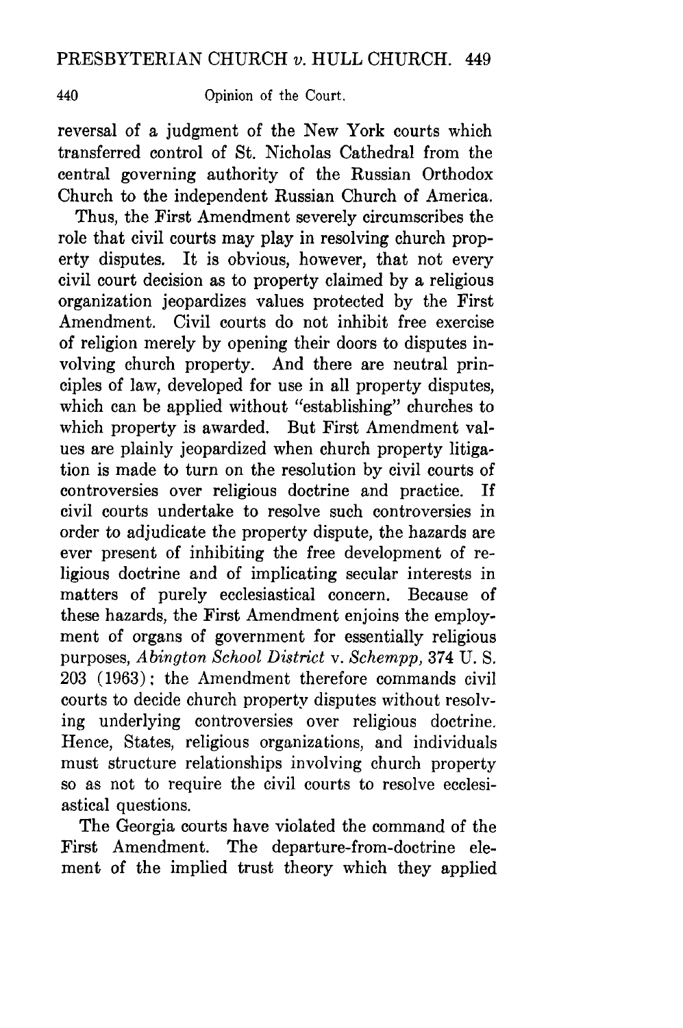reversal of a judgment of the New York courts which transferred control of St. Nicholas Cathedral from the central governing authority of the Russian Orthodox Church to the independent Russian Church of America.

Thus, the First Amendment severely circumscribes the role that civil courts may play in resolving church property disputes. It is obvious, however, that not every civil court decision as to property claimed by a religious organization jeopardizes values protected by the First Amendment. Civil courts do not inhibit free exercise of religion merely by opening their doors to disputes involving church property. And there are neutral principles of law, developed for use in all property disputes, which can be applied without "establishing" churches to which property is awarded. But First Amendment values are plainly jeopardized when church property litigation is made to turn on the resolution by civil courts of controversies over religious doctrine and practice. If civil courts undertake to resolve such controversies in order to adjudicate the property dispute, the hazards are ever present of inhibiting the free development of religious doctrine and of implicating secular interests in matters of purely ecclesiastical concern. Because of these hazards, the First Amendment enjoins the employment of organs of government for essentially religious purposes, *Abington School District* v. *Schempp*, 374 U. S. 203 (1963); the Amendment therefore commands civil courts to decide church property disputes without resolving underlying controversies over religious doctrine. Hence, States, religious organizations, and individuals must structure relationships involving church property so as not to require the civil courts to resolve ecclesiastical questions.

The Georgia courts have violated the command of the First Amendment. The departure-from-doctrine element of the implied trust theory which they applied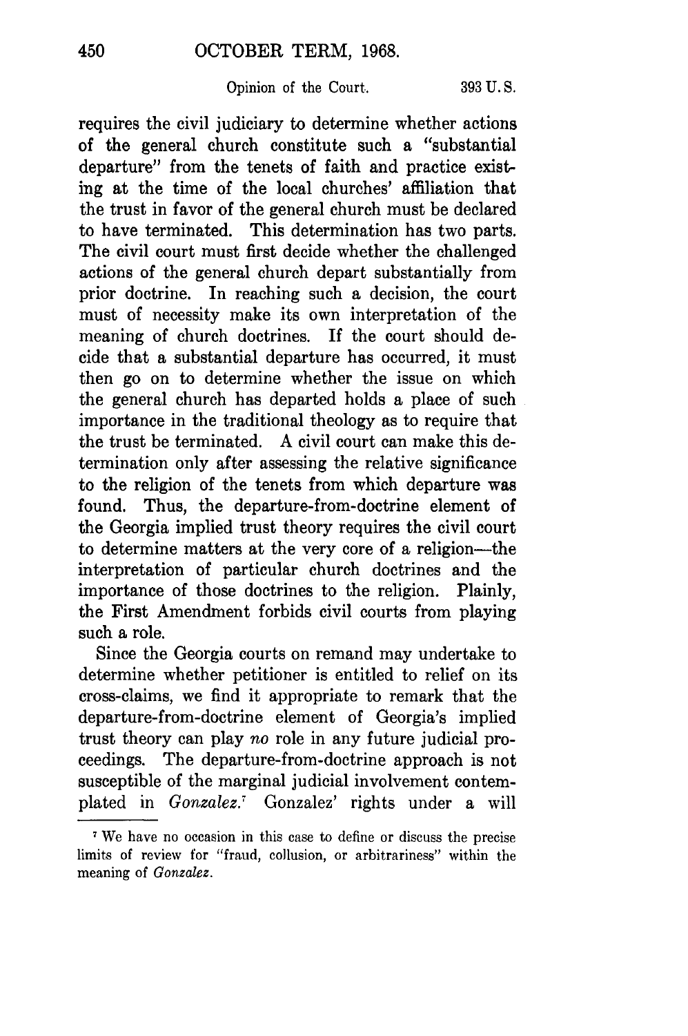requires the civil judiciary to determine whether actions of the general church constitute such a "substantial departure" from the tenets of faith and practice existing at the time of the local churches' affiliation that the trust in favor of the general church must be declared to have terminated. This determination has two parts. The civil court must first decide whether the challenged actions of the general church depart substantially from prior doctrine. In reaching such a decision, the court must of necessity make its own interpretation of the meaning of church doctrines. If the court should decide that a substantial departure has occurred, it must then go on to determine whether the issue on which the general church has departed holds a place of such importance in the traditional theology as to require that the trust be terminated. A civil court can make this determination only after assessing the relative significance to the religion of the tenets from which departure was found. Thus, the departure-from-doctrine element of the Georgia implied trust theory requires the civil court to determine matters at the very core of a religion—the interpretation of particular church doctrines and the importance of those doctrines to the religion. Plainly, the First Amendment forbids civil courts from playing such a role.

Since the Georgia courts on remand may undertake to determine whether petitioner is entitled to relief on its cross-claims, we find it appropriate to remark that the departure-from-doctrine element of Georgia's implied trust theory can play *no* role in any future judicial proceedings. The departure-from-doctrine approach is not susceptible of the marginal judicial involvement contemplated in *Gonzalez*.[7] Gonzalez' rights under a will

[7] We have no occasion in this case to define or discuss the precise limits of review for "fraud, collusion, or arbitrariness" within the meaning of *Gonzalez*.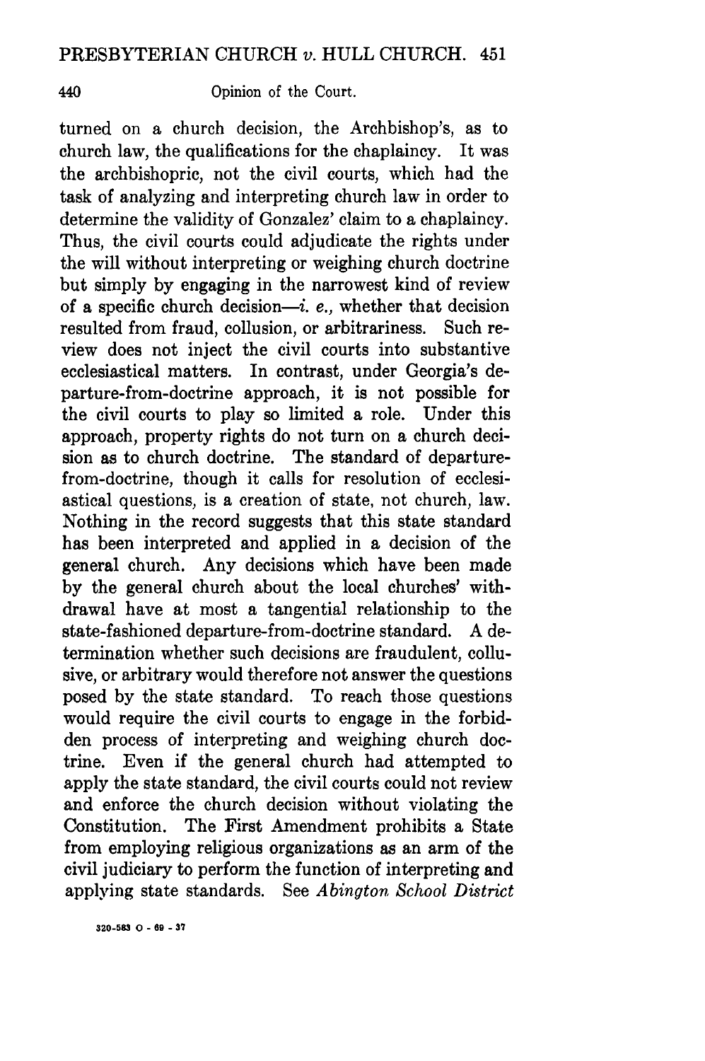turned on a church decision, the Archbishop's, as to church law, the qualifications for the chaplaincy. It was the archbishopric, not the civil courts, which had the task of analyzing and interpreting church law in order to determine the validity of Gonzalez' claim to a chaplaincy. Thus, the civil courts could adjudicate the rights under the will without interpreting or weighing church doctrine but simply by engaging in the narrowest kind of review of a specific church decision—*i. e.,* whether that decision resulted from fraud, collusion, or arbitrariness. Such review does not inject the civil courts into substantive ecclesiastical matters. In contrast, under Georgia's departure-from-doctrine approach, it is not possible for the civil courts to play so limited a role. Under this approach, property rights do not turn on a church decision as to church doctrine. The standard of departure-from-doctrine, though it calls for resolution of ecclesiastical questions, is a creation of state, not church, law. Nothing in the record suggests that this state standard has been interpreted and applied in a decision of the general church. Any decisions which have been made by the general church about the local churches' withdrawal have at most a tangential relationship to the state-fashioned departure-from-doctrine standard. A determination whether such decisions are fraudulent, collusive, or arbitrary would therefore not answer the questions posed by the state standard. To reach those questions would require the civil courts to engage in the forbidden process of interpreting and weighing church doctrine. Even if the general church had attempted to apply the state standard, the civil courts could not review and enforce the church decision without violating the Constitution. The First Amendment prohibits a State from employing religious organizations as an arm of the civil judiciary to perform the function of interpreting and applying state standards. See *Abington School District*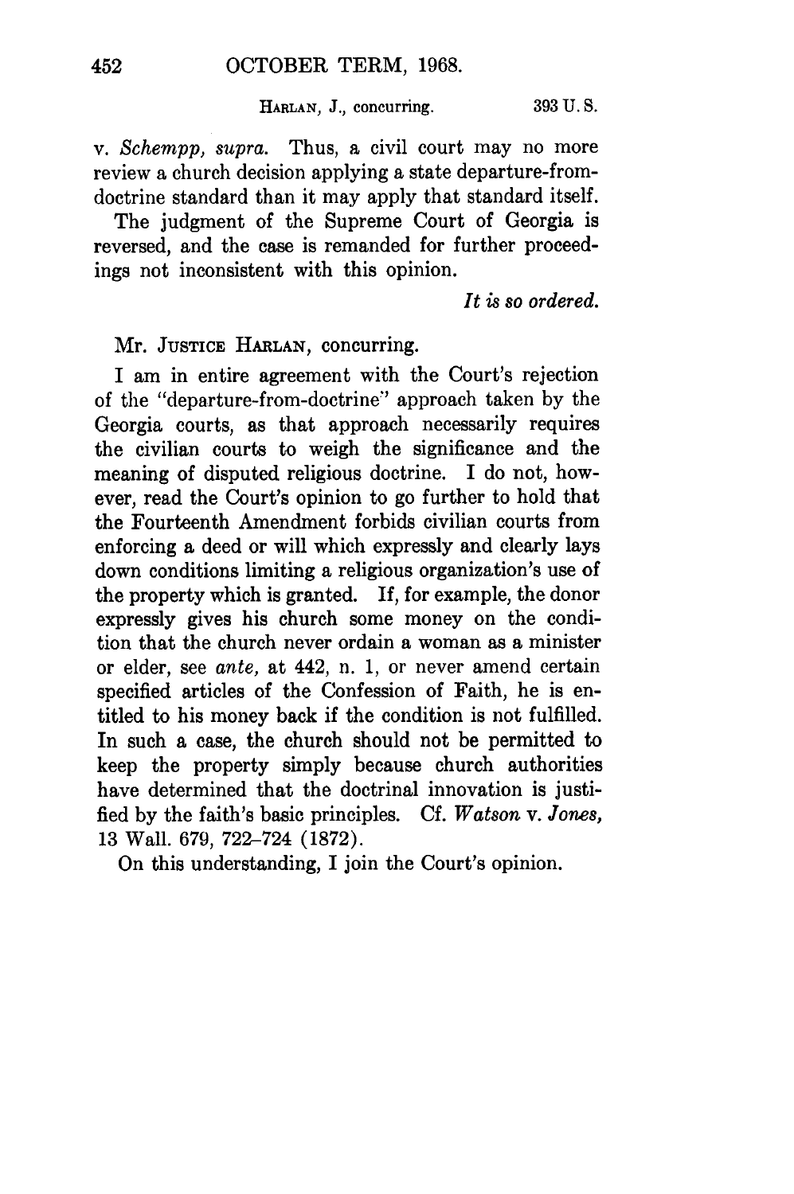v. *Schempp, supra.* Thus, a civil court may no more review a church decision applying a state departure-from-doctrine standard than it may apply that standard itself.

The judgment of the Supreme Court of Georgia is reversed, and the case is remanded for further proceedings not inconsistent with this opinion.

*It is so ordered.*

MR. JUSTICE HARLAN, concurring.

I am in entire agreement with the Court's rejection of the "departure-from-doctrine" approach taken by the Georgia courts, as that approach necessarily requires the civilian courts to weigh the significance and the meaning of disputed religious doctrine. I do not, however, read the Court's opinion to go further to hold that the Fourteenth Amendment forbids civilian courts from enforcing a deed or will which expressly and clearly lays down conditions limiting a religious organization's use of the property which is granted. If, for example, the donor expressly gives his church some money on the condition that the church never ordain a woman as a minister or elder, see *ante,* at 442, n. 1, or never amend certain specified articles of the Confession of Faith, he is entitled to his money back if the condition is not fulfilled. In such a case, the church should not be permitted to keep the property simply because church authorities have determined that the doctrinal innovation is justified by the faith's basic principles. Cf. *Watson* v. *Jones,* 13 Wall. 679, 722–724 (1872).

On this understanding, I join the Court's opinion.